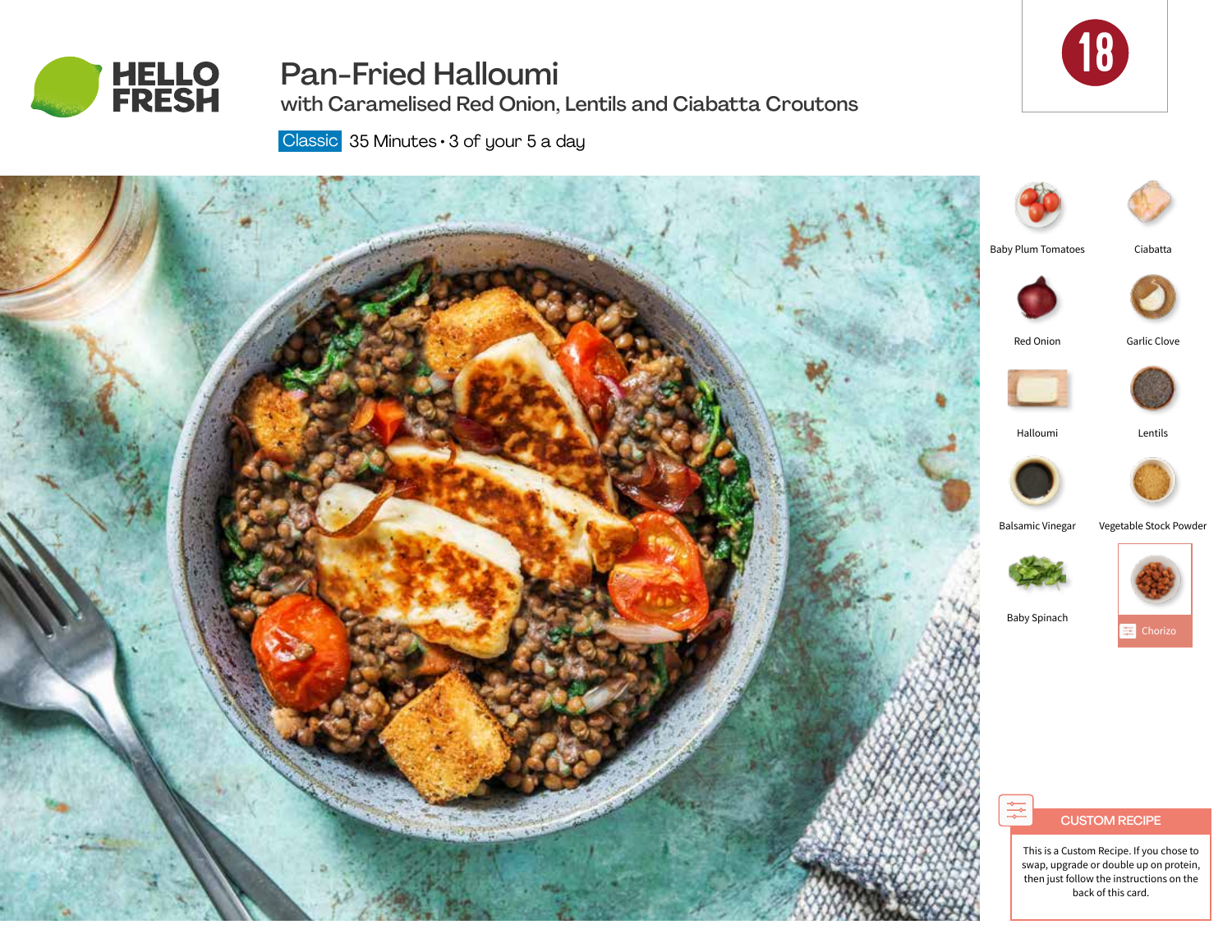# Pan-Fried Halloumi

## with Caramelised Red Onion, Lentils and Ciabatta Croutons

Classic 35 Minutes • 3 of your 5 a day

18

- Baby Plum Tomatoes
- Ciabatta
- Red Onion
- Garlic Clove
- Halloumi
- Lentils
- Balsamic Vinegar
- Vegetable Stock Powder
- Baby Spinach
- Chorizo

### CUSTOM RECIPE

This is a Custom Recipe. If you chose to swap, upgrade or double up on protein, then just follow the instructions on the back of this card.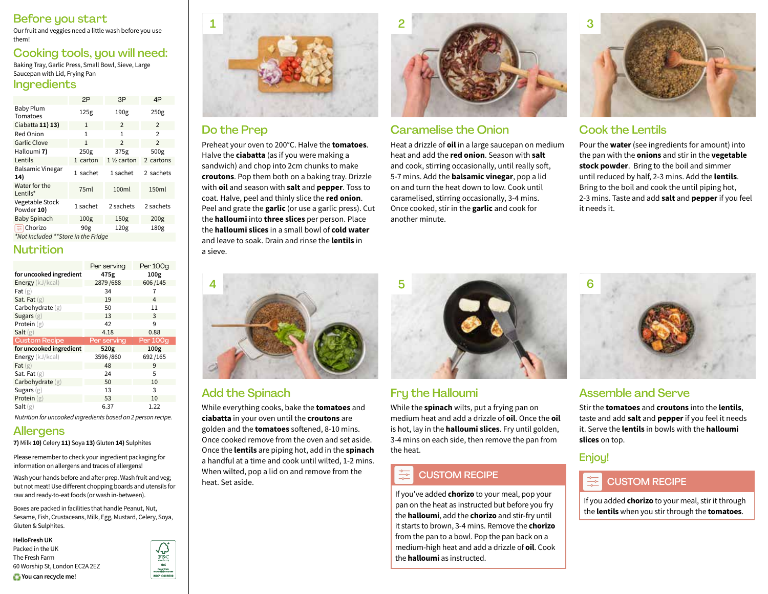## Before you start

Our fruit and veggies need a little wash before you use them!

## Cooking tools, you will need:

Baking Tray, Garlic Press, Small Bowl, Sieve, Large Saucepan with Lid, Frying Pan

## Ingredients

| | 2P | 3P | 4P |
|---|---|---|---|
| Baby Plum Tomatoes | 125g | 190g | 250g |
| Ciabatta **11) 13)** | 1 | 2 | 2 |
| Red Onion | 1 | 1 | 2 |
| Garlic Clove | 1 | 2 | 2 |
| Halloumi **7)** | 250g | 375g | 500g |
| Lentils | 1 carton | 1 ½ carton | 2 cartons |
| Balsamic Vinegar **14)** | 1 sachet | 1 sachet | 2 sachets |
| Water for the Lentils* | 75ml | 100ml | 150ml |
| Vegetable Stock Powder **10)** | 1 sachet | 2 sachets | 2 sachets |
| Baby Spinach | 100g | 150g | 200g |
| Chorizo | 90g | 120g | 180g |

*Not Included **Store in the Fridge*

## Nutrition

| | Per serving | Per 100g |
|---|---|---|
| **for uncooked ingredient** | **475g** | **100g** |
| Energy (kJ/kcal) | 2879 /688 | 606 /145 |
| Fat (g) | 34 | 7 |
| Sat. Fat (g) | 19 | 4 |
| Carbohydrate (g) | 50 | 11 |
| Sugars (g) | 13 | 3 |
| Protein (g) | 42 | 9 |
| Salt (g) | 4.18 | 0.88 |
| **Custom Recipe** | **Per serving** | **Per 100g** |
| **for uncooked ingredient** | **520g** | **100g** |
| Energy (kJ/kcal) | 3596 /860 | 692 /165 |
| Fat (g) | 48 | 9 |
| Sat. Fat (g) | 24 | 5 |
| Carbohydrate (g) | 50 | 10 |
| Sugars (g) | 13 | 3 |
| Protein (g) | 53 | 10 |
| Salt (g) | 6.37 | 1.22 |

*Nutrition for uncooked ingredients based on 2 person recipe.*

## Allergens

**7)** Milk **10)** Celery **11)** Soya **13)** Gluten **14)** Sulphites

Please remember to check your ingredient packaging for information on allergens and traces of allergens!

Wash your hands before and after prep. Wash fruit and veg; but not meat! Use different chopping boards and utensils for raw and ready-to-eat foods (or wash in-between).

Boxes are packed in facilities that handle Peanut, Nut, Sesame, Fish, Crustaceans, Milk, Egg, Mustard, Celery, Soya, Gluten & Sulphites.

**HelloFresh UK**
Packed in the UK
The Fresh Farm
60 Worship St, London EC2A 2EZ

**You can recycle me!**

## 1 Do the Prep

Preheat your oven to 200°C. Halve the **tomatoes**. Halve the **ciabatta** (as if you were making a sandwich) and chop into 2cm chunks to make **croutons**. Pop them both on a baking tray. Drizzle with **oil** and season with **salt** and **pepper**. Toss to coat. Halve, peel and thinly slice the **red onion**. Peel and grate the **garlic** (or use a garlic press). Cut the **halloumi** into **three slices** per person. Place the **halloumi slices** in a small bowl of **cold water** and leave to soak. Drain and rinse the **lentils** in a sieve.

## 2 Caramelise the Onion

Heat a drizzle of **oil** in a large saucepan on medium heat and add the **red onion**. Season with **salt** and cook, stirring occasionally, until really soft, 5-7 mins. Add the **balsamic vinegar**, pop a lid on and turn the heat down to low. Cook until caramelised, stirring occasionally, 3-4 mins. Once cooked, stir in the **garlic** and cook for another minute.

## 3 Cook the Lentils

Pour the **water** (see ingredients for amount) into the pan with the **onions** and stir in the **vegetable stock powder**. Bring to the boil and simmer until reduced by half, 2-3 mins. Add the **lentils**. Bring to the boil and cook the until piping hot, 2-3 mins. Taste and add **salt** and **pepper** if you feel it needs it.

## 4 Add the Spinach

While everything cooks, bake the **tomatoes** and **ciabatta** in your oven until the **croutons** are golden and the **tomatoes** softened, 8-10 mins. Once cooked remove from the oven and set aside. Once the **lentils** are piping hot, add in the **spinach** a handful at a time and cook until wilted, 1-2 mins. When wilted, pop a lid on and remove from the heat. Set aside.

## 5 Fry the Halloumi

While the **spinach** wilts, put a frying pan on medium heat and add a drizzle of **oil**. Once the **oil** is hot, lay in the **halloumi slices**. Fry until golden, 3-4 mins on each side, then remove the pan from the heat.

### CUSTOM RECIPE

If you've added **chorizo** to your meal, pop your pan on the heat as instructed but before you fry the **halloumi**, add the **chorizo** and stir-fry until it starts to brown, 3-4 mins. Remove the **chorizo** from the pan to a bowl. Pop the pan back on a medium-high heat and add a drizzle of **oil**. Cook the **halloumi** as instructed.

## 6 Assemble and Serve

Stir the **tomatoes** and **croutons** into the **lentils**, taste and add **salt** and **pepper** if you feel it needs it. Serve the **lentils** in bowls with the **halloumi slices** on top.

## Enjoy!

### CUSTOM RECIPE

If you added **chorizo** to your meal, stir it through the **lentils** when you stir through the **tomatoes**.